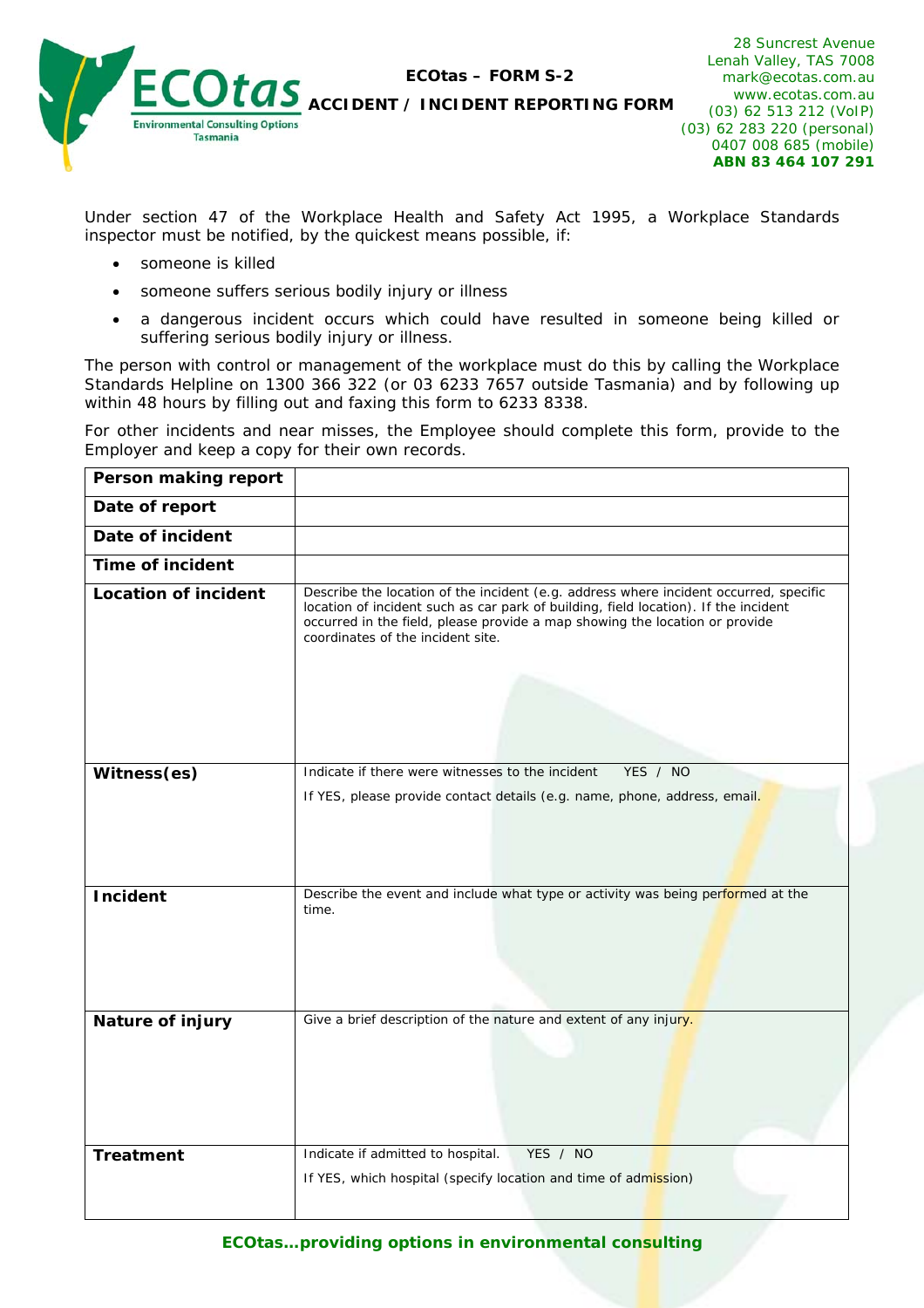ECOtas Environmental Consulting Options Tasmania

**ECOtas – FORM S-2**

**ACCIDENT / INCIDENT REPORTING FORM**

28 Suncrest Avenue
Lenah Valley, TAS 7008
mark@ecotas.com.au
www.ecotas.com.au
(03) 62 513 212 (VoIP)
(03) 62 283 220 (personal)
0407 008 685 (mobile)
**ABN 83 464 107 291**

Under section 47 of the Workplace Health and Safety Act 1995, a Workplace Standards inspector must be notified, by the quickest means possible, if:

- someone is killed
- someone suffers serious bodily injury or illness
- a dangerous incident occurs which could have resulted in someone being killed or suffering serious bodily injury or illness.

The person with control or management of the workplace must do this by calling the Workplace Standards Helpline on 1300 366 322 (or 03 6233 7657 outside Tasmania) and by following up within 48 hours by filling out and faxing this form to 6233 8338.

For other incidents and near misses, the Employee should complete this form, provide to the Employer and keep a copy for their own records.

| **Person making report** | |
|---|---|
| **Date of report** | |
| **Date of incident** | |
| **Time of incident** | |
| **Location of incident** | Describe the location of the incident (e.g. address where incident occurred, specific location of incident such as car park of building, field location). If the incident occurred in the field, please provide a map showing the location or provide coordinates of the incident site. |
| **Witness(es)** | Indicate if there were witnesses to the incident YES / NO<br>If YES, please provide contact details (e.g. name, phone, address, email. |
| **Incident** | Describe the event and include what type or activity was being performed at the time. |
| **Nature of injury** | Give a brief description of the nature and extent of any injury. |
| **Treatment** | Indicate if admitted to hospital. YES / NO<br>If YES, which hospital (specify location and time of admission) |

**ECOtas…providing options in environmental consulting**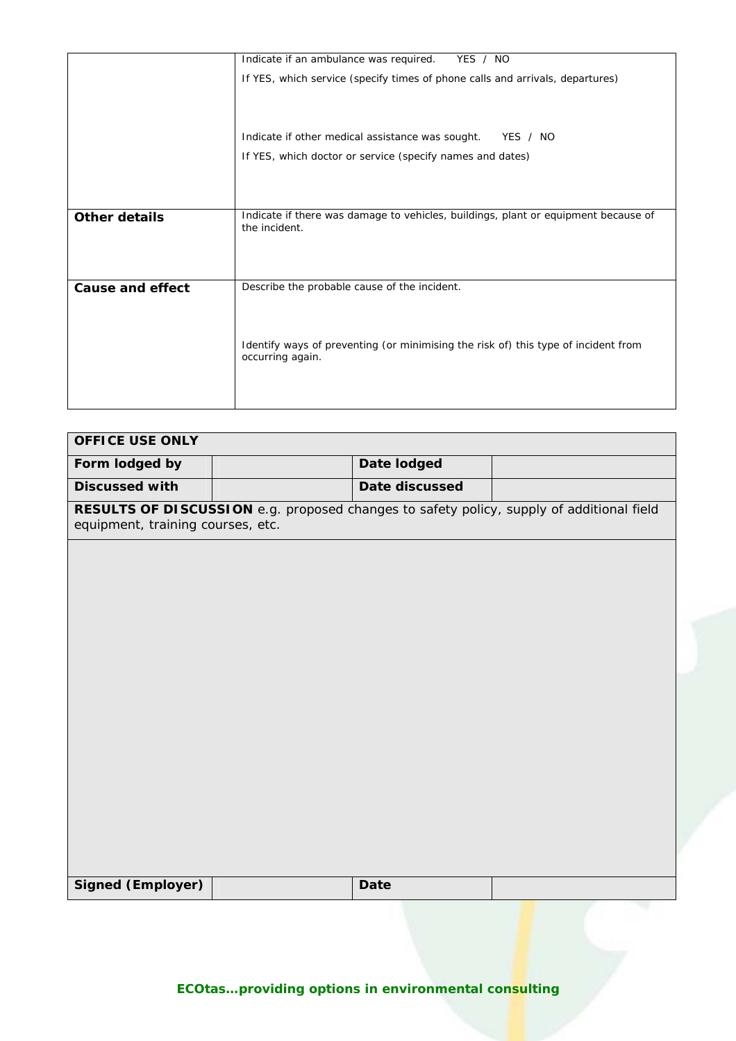| | |
|---|---|
| | Indicate if an ambulance was required. YES / NO<br><br>If YES, which service (specify times of phone calls and arrivals, departures)<br><br>Indicate if other medical assistance was sought. YES / NO<br><br>If YES, which doctor or service (specify names and dates) |
| **Other details** | Indicate if there was damage to vehicles, buildings, plant or equipment because of the incident. |
| **Cause and effect** | Describe the probable cause of the incident.<br><br>Identify ways of preventing (or minimising the risk of) this type of incident from occurring again. |

| **OFFICE USE ONLY** | | | |
|---|---|---|---|
| **Form lodged by** | | **Date lodged** | |
| **Discussed with** | | **Date discussed** | |
| **RESULTS OF DISCUSSION** e.g. proposed changes to safety policy, supply of additional field equipment, training courses, etc. | | | |
| | | | |
| **Signed (Employer)** | | **Date** | |

**ECOtas…providing options in environmental consulting**